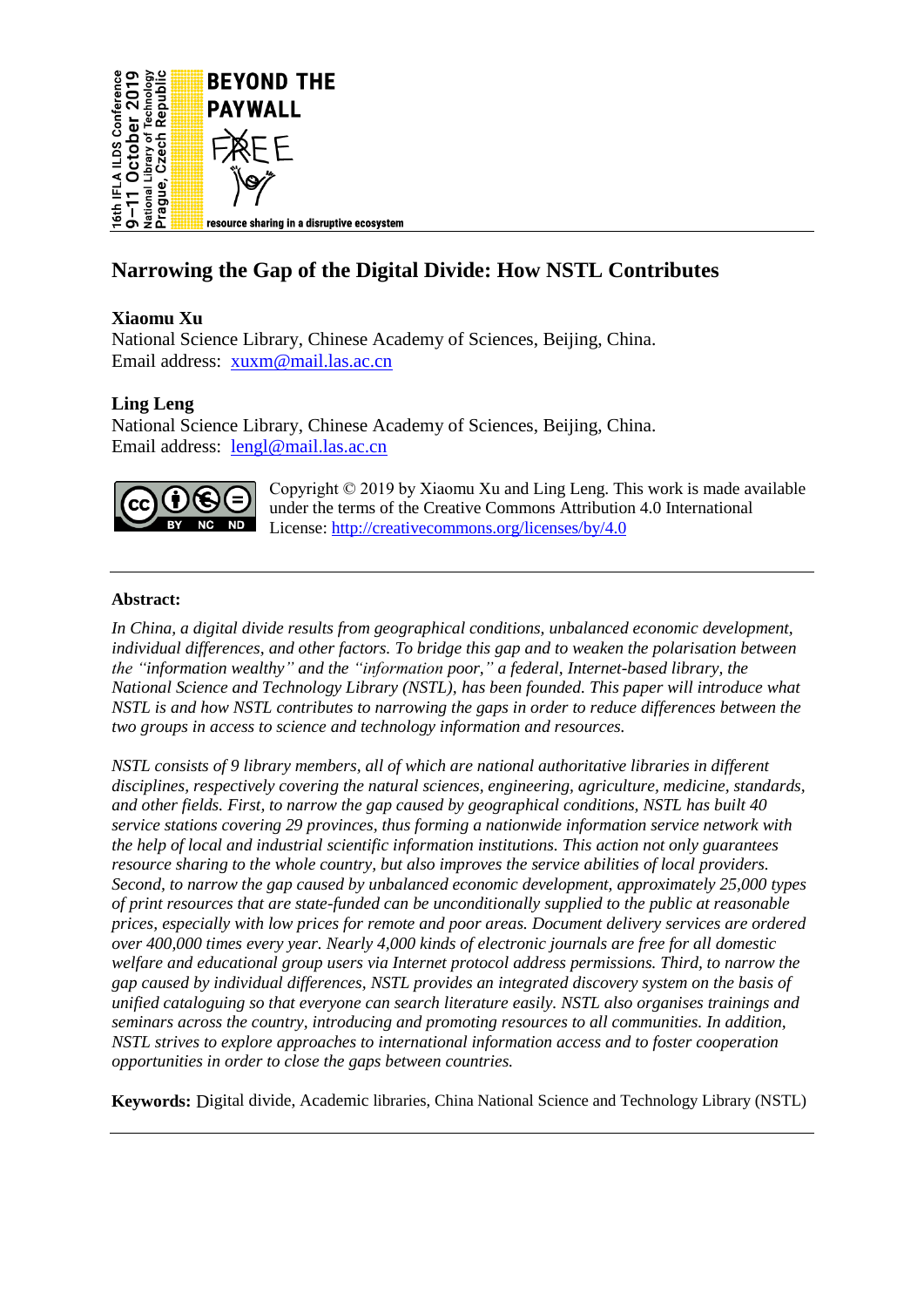# Narrowing the Gap of the Digital Divide: How NSTL Contributes

**Xiaomu Xu**
National Science Library, Chinese Academy of Sciences, Beijing, China.
Email address: xuxm@mail.las.ac.cn

**Ling Leng**
National Science Library, Chinese Academy of Sciences, Beijing, China.
Email address: lengl@mail.las.ac.cn

Copyright © 2019 by Xiaomu Xu and Ling Leng. This work is made available under the terms of the Creative Commons Attribution 4.0 International License: http://creativecommons.org/licenses/by/4.0

---

**Abstract:**

*In China, a digital divide results from geographical conditions, unbalanced economic development, individual differences, and other factors. To bridge this gap and to weaken the polarisation between the "information wealthy" and the "information poor," a federal, Internet-based library, the National Science and Technology Library (NSTL), has been founded. This paper will introduce what NSTL is and how NSTL contributes to narrowing the gaps in order to reduce differences between the two groups in access to science and technology information and resources.*

*NSTL consists of 9 library members, all of which are national authoritative libraries in different disciplines, respectively covering the natural sciences, engineering, agriculture, medicine, standards, and other fields. First, to narrow the gap caused by geographical conditions, NSTL has built 40 service stations covering 29 provinces, thus forming a nationwide information service network with the help of local and industrial scientific information institutions. This action not only guarantees resource sharing to the whole country, but also improves the service abilities of local providers. Second, to narrow the gap caused by unbalanced economic development, approximately 25,000 types of print resources that are state-funded can be unconditionally supplied to the public at reasonable prices, especially with low prices for remote and poor areas. Document delivery services are ordered over 400,000 times every year. Nearly 4,000 kinds of electronic journals are free for all domestic welfare and educational group users via Internet protocol address permissions. Third, to narrow the gap caused by individual differences, NSTL provides an integrated discovery system on the basis of unified cataloguing so that everyone can search literature easily. NSTL also organises trainings and seminars across the country, introducing and promoting resources to all communities. In addition, NSTL strives to explore approaches to international information access and to foster cooperation opportunities in order to close the gaps between countries.*

**Keywords:** Digital divide, Academic libraries, China National Science and Technology Library (NSTL)

---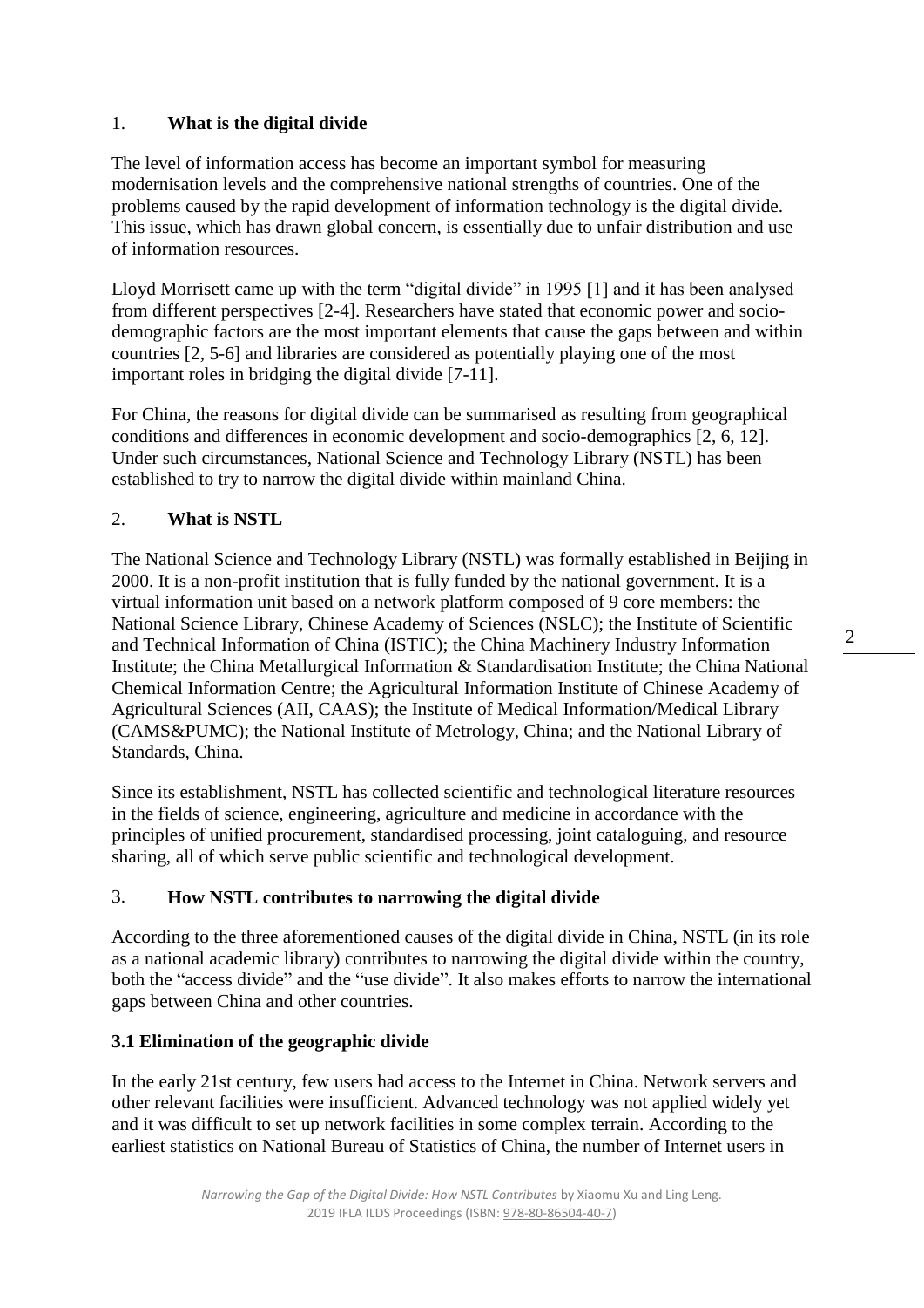## 1. What is the digital divide

The level of information access has become an important symbol for measuring modernisation levels and the comprehensive national strengths of countries. One of the problems caused by the rapid development of information technology is the digital divide. This issue, which has drawn global concern, is essentially due to unfair distribution and use of information resources.

Lloyd Morrisett came up with the term "digital divide" in 1995 [1] and it has been analysed from different perspectives [2-4]. Researchers have stated that economic power and socio-demographic factors are the most important elements that cause the gaps between and within countries [2, 5-6] and libraries are considered as potentially playing one of the most important roles in bridging the digital divide [7-11].

For China, the reasons for digital divide can be summarised as resulting from geographical conditions and differences in economic development and socio-demographics [2, 6, 12]. Under such circumstances, National Science and Technology Library (NSTL) has been established to try to narrow the digital divide within mainland China.

## 2. What is NSTL

The National Science and Technology Library (NSTL) was formally established in Beijing in 2000. It is a non-profit institution that is fully funded by the national government. It is a virtual information unit based on a network platform composed of 9 core members: the National Science Library, Chinese Academy of Sciences (NSLC); the Institute of Scientific and Technical Information of China (ISTIC); the China Machinery Industry Information Institute; the China Metallurgical Information & Standardisation Institute; the China National Chemical Information Centre; the Agricultural Information Institute of Chinese Academy of Agricultural Sciences (AII, CAAS); the Institute of Medical Information/Medical Library (CAMS&PUMC); the National Institute of Metrology, China; and the National Library of Standards, China.

Since its establishment, NSTL has collected scientific and technological literature resources in the fields of science, engineering, agriculture and medicine in accordance with the principles of unified procurement, standardised processing, joint cataloguing, and resource sharing, all of which serve public scientific and technological development.

## 3. How NSTL contributes to narrowing the digital divide

According to the three aforementioned causes of the digital divide in China, NSTL (in its role as a national academic library) contributes to narrowing the digital divide within the country, both the "access divide" and the "use divide". It also makes efforts to narrow the international gaps between China and other countries.

### 3.1 Elimination of the geographic divide

In the early 21st century, few users had access to the Internet in China. Network servers and other relevant facilities were insufficient. Advanced technology was not applied widely yet and it was difficult to set up network facilities in some complex terrain. According to the earliest statistics on National Bureau of Statistics of China, the number of Internet users in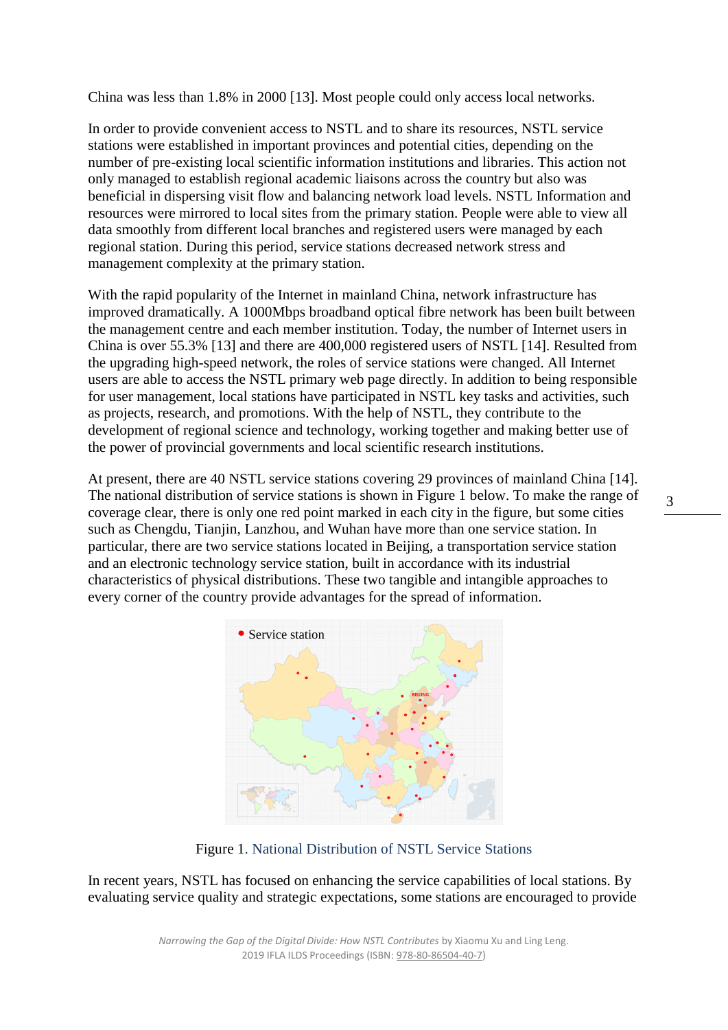China was less than 1.8% in 2000 [13]. Most people could only access local networks.

In order to provide convenient access to NSTL and to share its resources, NSTL service stations were established in important provinces and potential cities, depending on the number of pre-existing local scientific information institutions and libraries. This action not only managed to establish regional academic liaisons across the country but also was beneficial in dispersing visit flow and balancing network load levels. NSTL Information and resources were mirrored to local sites from the primary station. People were able to view all data smoothly from different local branches and registered users were managed by each regional station. During this period, service stations decreased network stress and management complexity at the primary station.

With the rapid popularity of the Internet in mainland China, network infrastructure has improved dramatically. A 1000Mbps broadband optical fibre network has been built between the management centre and each member institution. Today, the number of Internet users in China is over 55.3% [13] and there are 400,000 registered users of NSTL [14]. Resulted from the upgrading high-speed network, the roles of service stations were changed. All Internet users are able to access the NSTL primary web page directly. In addition to being responsible for user management, local stations have participated in NSTL key tasks and activities, such as projects, research, and promotions. With the help of NSTL, they contribute to the development of regional science and technology, working together and making better use of the power of provincial governments and local scientific research institutions.

At present, there are 40 NSTL service stations covering 29 provinces of mainland China [14]. The national distribution of service stations is shown in Figure 1 below. To make the range of coverage clear, there is only one red point marked in each city in the figure, but some cities such as Chengdu, Tianjin, Lanzhou, and Wuhan have more than one service station. In particular, there are two service stations located in Beijing, a transportation service station and an electronic technology service station, built in accordance with its industrial characteristics of physical distributions. These two tangible and intangible approaches to every corner of the country provide advantages for the spread of information.

Figure 1. National Distribution of NSTL Service Stations

In recent years, NSTL has focused on enhancing the service capabilities of local stations. By evaluating service quality and strategic expectations, some stations are encouraged to provide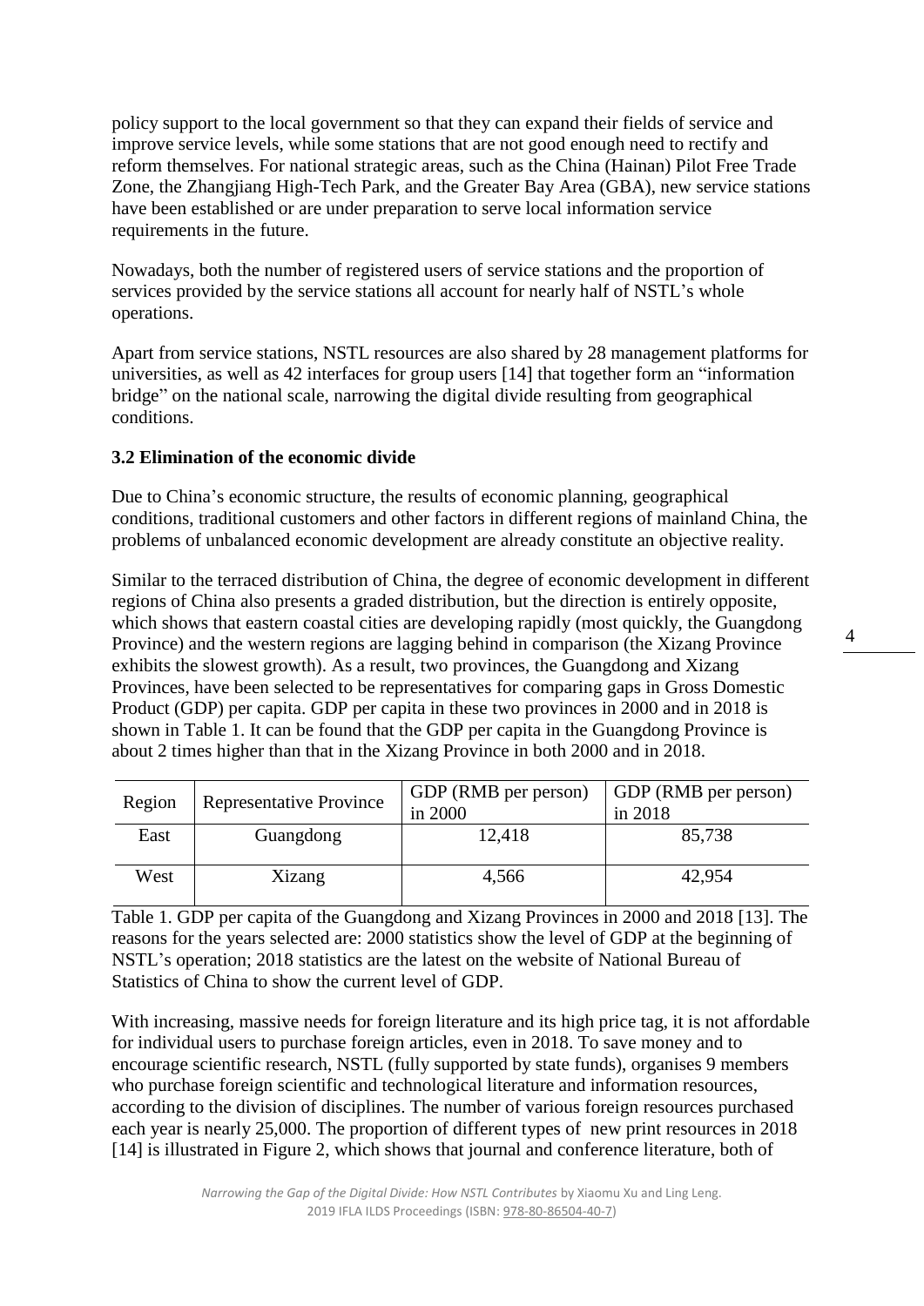policy support to the local government so that they can expand their fields of service and improve service levels, while some stations that are not good enough need to rectify and reform themselves. For national strategic areas, such as the China (Hainan) Pilot Free Trade Zone, the Zhangjiang High-Tech Park, and the Greater Bay Area (GBA), new service stations have been established or are under preparation to serve local information service requirements in the future.

Nowadays, both the number of registered users of service stations and the proportion of services provided by the service stations all account for nearly half of NSTL's whole operations.

Apart from service stations, NSTL resources are also shared by 28 management platforms for universities, as well as 42 interfaces for group users [14] that together form an "information bridge" on the national scale, narrowing the digital divide resulting from geographical conditions.

### 3.2 Elimination of the economic divide

Due to China's economic structure, the results of economic planning, geographical conditions, traditional customers and other factors in different regions of mainland China, the problems of unbalanced economic development are already constitute an objective reality.

Similar to the terraced distribution of China, the degree of economic development in different regions of China also presents a graded distribution, but the direction is entirely opposite, which shows that eastern coastal cities are developing rapidly (most quickly, the Guangdong Province) and the western regions are lagging behind in comparison (the Xizang Province exhibits the slowest growth). As a result, two provinces, the Guangdong and Xizang Provinces, have been selected to be representatives for comparing gaps in Gross Domestic Product (GDP) per capita. GDP per capita in these two provinces in 2000 and in 2018 is shown in Table 1. It can be found that the GDP per capita in the Guangdong Province is about 2 times higher than that in the Xizang Province in both 2000 and in 2018.

| Region | Representative Province | GDP (RMB per person) in 2000 | GDP (RMB per person) in 2018 |
|---|---|---|---|
| East | Guangdong | 12,418 | 85,738 |
| West | Xizang | 4,566 | 42,954 |

Table 1. GDP per capita of the Guangdong and Xizang Provinces in 2000 and 2018 [13]. The reasons for the years selected are: 2000 statistics show the level of GDP at the beginning of NSTL's operation; 2018 statistics are the latest on the website of National Bureau of Statistics of China to show the current level of GDP.

With increasing, massive needs for foreign literature and its high price tag, it is not affordable for individual users to purchase foreign articles, even in 2018. To save money and to encourage scientific research, NSTL (fully supported by state funds), organises 9 members who purchase foreign scientific and technological literature and information resources, according to the division of disciplines. The number of various foreign resources purchased each year is nearly 25,000. The proportion of different types of new print resources in 2018 [14] is illustrated in Figure 2, which shows that journal and conference literature, both of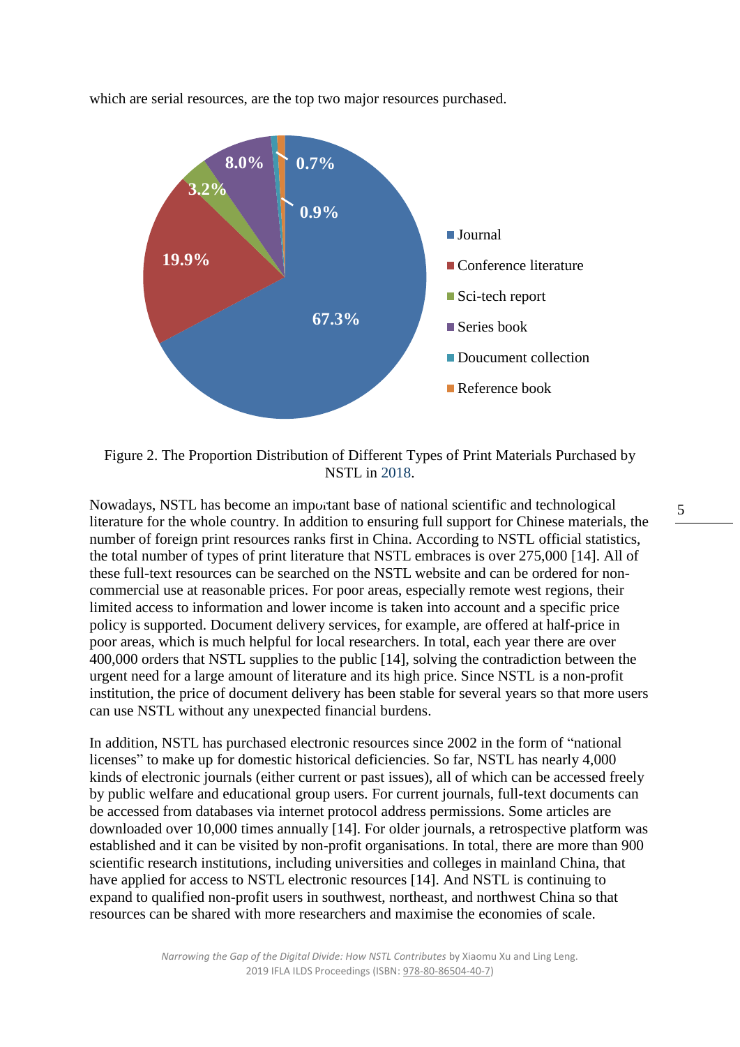which are serial resources, are the top two major resources purchased.

Figure 2. The Proportion Distribution of Different Types of Print Materials Purchased by NSTL in 2018.

Nowadays, NSTL has become an important base of national scientific and technological literature for the whole country. In addition to ensuring full support for Chinese materials, the number of foreign print resources ranks first in China. According to NSTL official statistics, the total number of types of print literature that NSTL embraces is over 275,000 [14]. All of these full-text resources can be searched on the NSTL website and can be ordered for non-commercial use at reasonable prices. For poor areas, especially remote west regions, their limited access to information and lower income is taken into account and a specific price policy is supported. Document delivery services, for example, are offered at half-price in poor areas, which is much helpful for local researchers. In total, each year there are over 400,000 orders that NSTL supplies to the public [14], solving the contradiction between the urgent need for a large amount of literature and its high price. Since NSTL is a non-profit institution, the price of document delivery has been stable for several years so that more users can use NSTL without any unexpected financial burdens.

In addition, NSTL has purchased electronic resources since 2002 in the form of "national licenses" to make up for domestic historical deficiencies. So far, NSTL has nearly 4,000 kinds of electronic journals (either current or past issues), all of which can be accessed freely by public welfare and educational group users. For current journals, full-text documents can be accessed from databases via internet protocol address permissions. Some articles are downloaded over 10,000 times annually [14]. For older journals, a retrospective platform was established and it can be visited by non-profit organisations. In total, there are more than 900 scientific research institutions, including universities and colleges in mainland China, that have applied for access to NSTL electronic resources [14]. And NSTL is continuing to expand to qualified non-profit users in southwest, northeast, and northwest China so that resources can be shared with more researchers and maximise the economies of scale.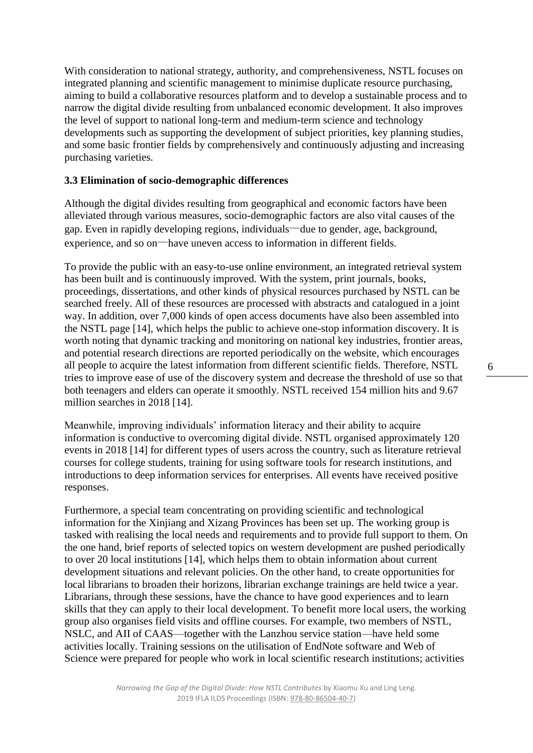With consideration to national strategy, authority, and comprehensiveness, NSTL focuses on integrated planning and scientific management to minimise duplicate resource purchasing, aiming to build a collaborative resources platform and to develop a sustainable process and to narrow the digital divide resulting from unbalanced economic development. It also improves the level of support to national long-term and medium-term science and technology developments such as supporting the development of subject priorities, key planning studies, and some basic frontier fields by comprehensively and continuously adjusting and increasing purchasing varieties.

### 3.3 Elimination of socio-demographic differences

Although the digital divides resulting from geographical and economic factors have been alleviated through various measures, socio-demographic factors are also vital causes of the gap. Even in rapidly developing regions, individuals—due to gender, age, background, experience, and so on—have uneven access to information in different fields.

To provide the public with an easy-to-use online environment, an integrated retrieval system has been built and is continuously improved. With the system, print journals, books, proceedings, dissertations, and other kinds of physical resources purchased by NSTL can be searched freely. All of these resources are processed with abstracts and catalogued in a joint way. In addition, over 7,000 kinds of open access documents have also been assembled into the NSTL page [14], which helps the public to achieve one-stop information discovery. It is worth noting that dynamic tracking and monitoring on national key industries, frontier areas, and potential research directions are reported periodically on the website, which encourages all people to acquire the latest information from different scientific fields. Therefore, NSTL tries to improve ease of use of the discovery system and decrease the threshold of use so that both teenagers and elders can operate it smoothly. NSTL received 154 million hits and 9.67 million searches in 2018 [14].

Meanwhile, improving individuals' information literacy and their ability to acquire information is conductive to overcoming digital divide. NSTL organised approximately 120 events in 2018 [14] for different types of users across the country, such as literature retrieval courses for college students, training for using software tools for research institutions, and introductions to deep information services for enterprises. All events have received positive responses.

Furthermore, a special team concentrating on providing scientific and technological information for the Xinjiang and Xizang Provinces has been set up. The working group is tasked with realising the local needs and requirements and to provide full support to them. On the one hand, brief reports of selected topics on western development are pushed periodically to over 20 local institutions [14], which helps them to obtain information about current development situations and relevant policies. On the other hand, to create opportunities for local librarians to broaden their horizons, librarian exchange trainings are held twice a year. Librarians, through these sessions, have the chance to have good experiences and to learn skills that they can apply to their local development. To benefit more local users, the working group also organises field visits and offline courses. For example, two members of NSTL, NSLC, and AII of CAAS—together with the Lanzhou service station—have held some activities locally. Training sessions on the utilisation of EndNote software and Web of Science were prepared for people who work in local scientific research institutions; activities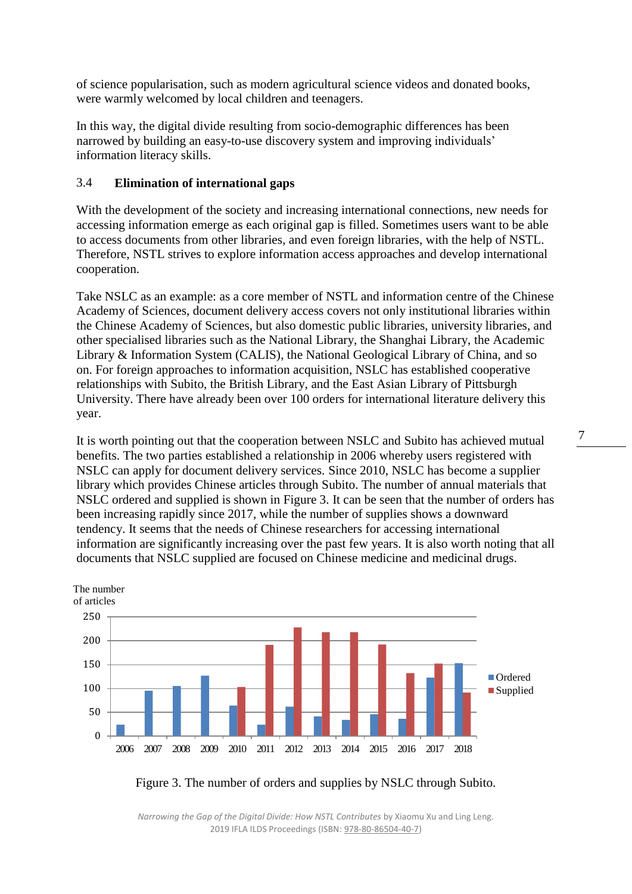of science popularisation, such as modern agricultural science videos and donated books, were warmly welcomed by local children and teenagers.

In this way, the digital divide resulting from socio-demographic differences has been narrowed by building an easy-to-use discovery system and improving individuals' information literacy skills.

### 3.4 Elimination of international gaps

With the development of the society and increasing international connections, new needs for accessing information emerge as each original gap is filled. Sometimes users want to be able to access documents from other libraries, and even foreign libraries, with the help of NSTL. Therefore, NSTL strives to explore information access approaches and develop international cooperation.

Take NSLC as an example: as a core member of NSTL and information centre of the Chinese Academy of Sciences, document delivery access covers not only institutional libraries within the Chinese Academy of Sciences, but also domestic public libraries, university libraries, and other specialised libraries such as the National Library, the Shanghai Library, the Academic Library & Information System (CALIS), the National Geological Library of China, and so on. For foreign approaches to information acquisition, NSLC has established cooperative relationships with Subito, the British Library, and the East Asian Library of Pittsburgh University. There have already been over 100 orders for international literature delivery this year.

It is worth pointing out that the cooperation between NSLC and Subito has achieved mutual benefits. The two parties established a relationship in 2006 whereby users registered with NSLC can apply for document delivery services. Since 2010, NSLC has become a supplier library which provides Chinese articles through Subito. The number of annual materials that NSLC ordered and supplied is shown in Figure 3. It can be seen that the number of orders has been increasing rapidly since 2017, while the number of supplies shows a downward tendency. It seems that the needs of Chinese researchers for accessing international information are significantly increasing over the past few years. It is also worth noting that all documents that NSLC supplied are focused on Chinese medicine and medicinal drugs.

Figure 3. The number of orders and supplies by NSLC through Subito.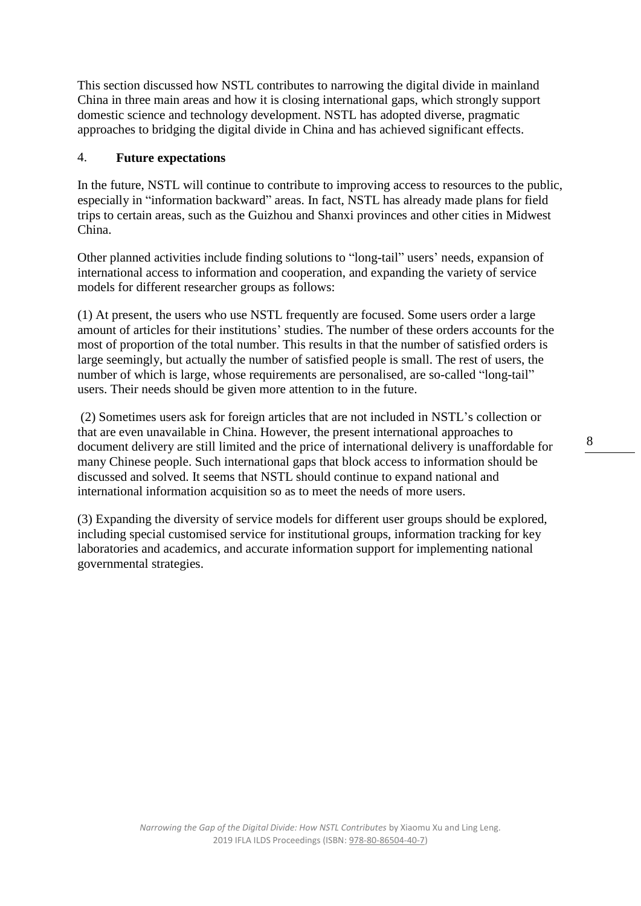This section discussed how NSTL contributes to narrowing the digital divide in mainland China in three main areas and how it is closing international gaps, which strongly support domestic science and technology development. NSTL has adopted diverse, pragmatic approaches to bridging the digital divide in China and has achieved significant effects.

## 4. Future expectations

In the future, NSTL will continue to contribute to improving access to resources to the public, especially in "information backward" areas. In fact, NSTL has already made plans for field trips to certain areas, such as the Guizhou and Shanxi provinces and other cities in Midwest China.

Other planned activities include finding solutions to "long-tail" users' needs, expansion of international access to information and cooperation, and expanding the variety of service models for different researcher groups as follows:

(1) At present, the users who use NSTL frequently are focused. Some users order a large amount of articles for their institutions' studies. The number of these orders accounts for the most of proportion of the total number. This results in that the number of satisfied orders is large seemingly, but actually the number of satisfied people is small. The rest of users, the number of which is large, whose requirements are personalised, are so-called "long-tail" users. Their needs should be given more attention to in the future.

(2) Sometimes users ask for foreign articles that are not included in NSTL's collection or that are even unavailable in China. However, the present international approaches to document delivery are still limited and the price of international delivery is unaffordable for many Chinese people. Such international gaps that block access to information should be discussed and solved. It seems that NSTL should continue to expand national and international information acquisition so as to meet the needs of more users.

(3) Expanding the diversity of service models for different user groups should be explored, including special customised service for institutional groups, information tracking for key laboratories and academics, and accurate information support for implementing national governmental strategies.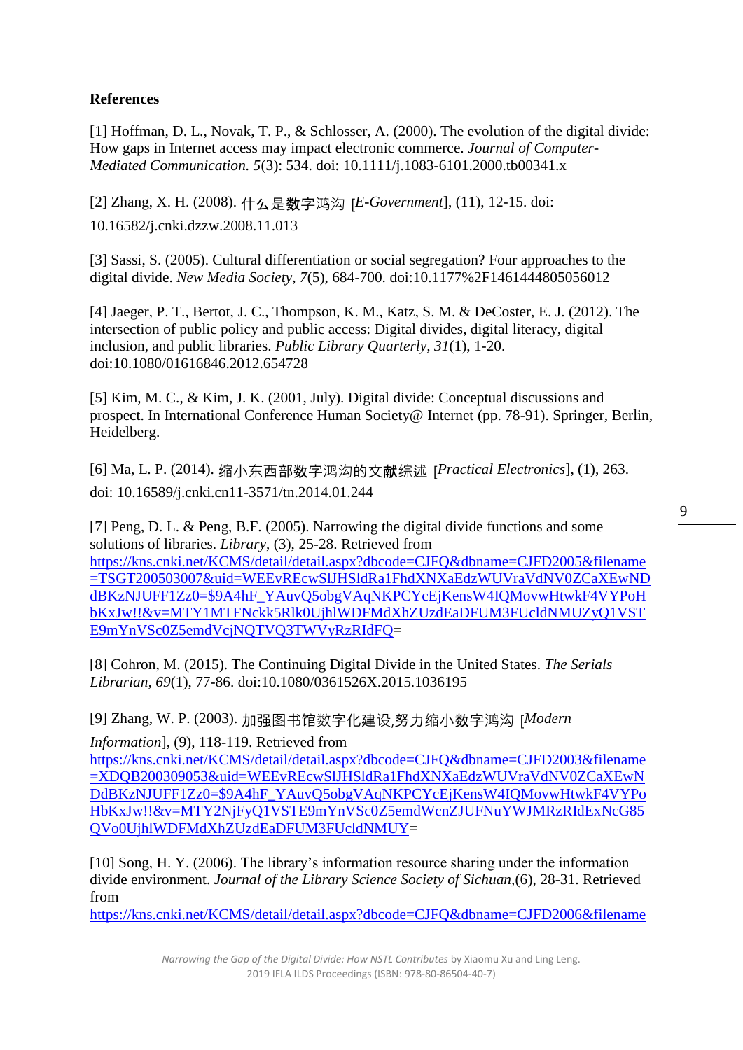**References**

[1] Hoffman, D. L., Novak, T. P., & Schlosser, A. (2000). The evolution of the digital divide: How gaps in Internet access may impact electronic commerce. *Journal of Computer-Mediated Communication. 5*(3): 534. doi: 10.1111/j.1083-6101.2000.tb00341.x

[2] Zhang, X. H. (2008). 什么是数字鸿沟 [*E-Government*], (11), 12-15. doi: 10.16582/j.cnki.dzzw.2008.11.013

[3] Sassi, S. (2005). Cultural differentiation or social segregation? Four approaches to the digital divide. *New Media Society*, *7*(5), 684-700. doi:10.1177%2F1461444805056012

[4] Jaeger, P. T., Bertot, J. C., Thompson, K. M., Katz, S. M. & DeCoster, E. J. (2012). The intersection of public policy and public access: Digital divides, digital literacy, digital inclusion, and public libraries. *Public Library Quarterly*, *31*(1), 1-20. doi:10.1080/01616846.2012.654728

[5] Kim, M. C., & Kim, J. K. (2001, July). Digital divide: Conceptual discussions and prospect. In International Conference Human Society@ Internet (pp. 78-91). Springer, Berlin, Heidelberg.

[6] Ma, L. P. (2014). 缩小东西部数字鸿沟的文献综述 [*Practical Electronics*], (1), 263. doi: 10.16589/j.cnki.cn11-3571/tn.2014.01.244

[7] Peng, D. L. & Peng, B.F. (2005). Narrowing the digital divide functions and some solutions of libraries. *Library*, (3), 25-28. Retrieved from https://kns.cnki.net/KCMS/detail/detail.aspx?dbcode=CJFQ&dbname=CJFD2005&filename=TSGT200503007&uid=WEEvREcwSlJHSldRa1FhdXNXaEdzWUVraVdNV0ZCaXEwNDdBKzNJUFF1Zz0=$9A4hF_YAuvQ5obgVAqNKPCYcEjKensW4IQMovwHtwkF4VYPoHbKxJw!!&v=MTY1MTFNckk5Rlk0UjhlWDFMdXhZUzdEaDFUM3FUcldNMUZyQ1VSTE9mYnVSc0Z5emdVcjNQTVQ3TWVyRzRIdFQ=

[8] Cohron, M. (2015). The Continuing Digital Divide in the United States. *The Serials Librarian*, *69*(1), 77-86. doi:10.1080/0361526X.2015.1036195

[9] Zhang, W. P. (2003). 加强图书馆数字化建设,努力缩小数字鸿沟 [*Modern Information*], (9), 118-119. Retrieved from https://kns.cnki.net/KCMS/detail/detail.aspx?dbcode=CJFQ&dbname=CJFD2003&filename=XDQB200309053&uid=WEEvREcwSlJHSldRa1FhdXNXaEdzWUVraVdNV0ZCaXEwNDdBKzNJUFF1Zz0=$9A4hF_YAuvQ5obgVAqNKPCYcEjKensW4IQMovwHtwkF4VYPoHbKxJw!!&v=MTY2NjFyQ1VSTE9mYnVSc0Z5emdWcnZJUFNuYWJMRzRIdExNcG85QVo0UjhlWDFMdXhZUzdEaDFUM3FUcldNMUY=

[10] Song, H. Y. (2006). The library's information resource sharing under the information divide environment. *Journal of the Library Science Society of Sichuan*,(6), 28-31. Retrieved from https://kns.cnki.net/KCMS/detail/detail.aspx?dbcode=CJFQ&dbname=CJFD2006&filename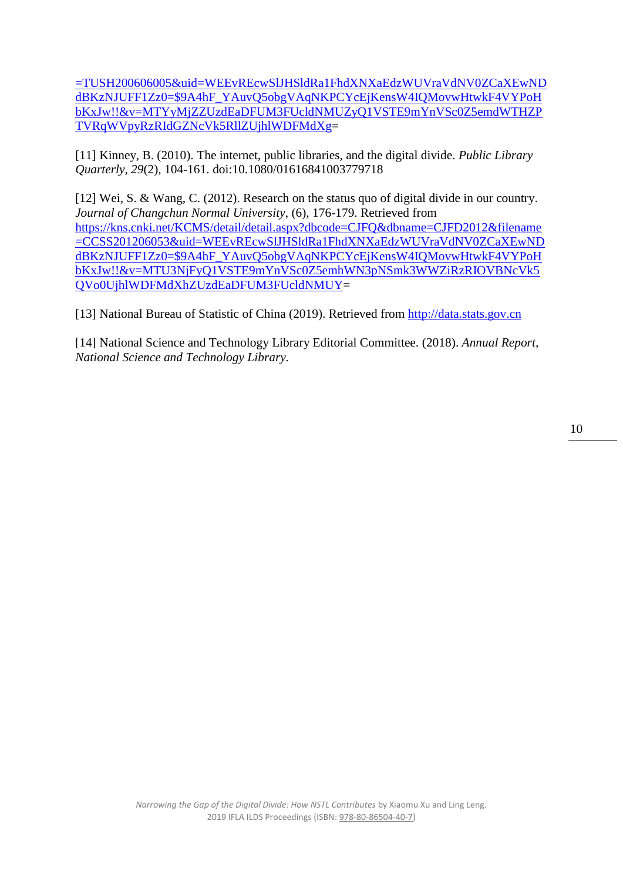=TUSH200606005&uid=WEEvREcwSlJHSldRa1FhdXNXaEdzWUVraVdNV0ZCaXEwNDdBKzNJUFF1Zz0=$9A4hF_YAuvQ5obgVAqNKPCYcEjKensW4IQMovwHtwkF4VYPoHbKxJw!!&v=MTYyMjZZUzdEaDFUM3FUcldNMUZyQ1VSTE9mYnVSc0Z5emdWTHZPTVRqWVpyRzRIdGZNcVk5RllZUjhlWDFMdXg=

[11] Kinney, B. (2010). The internet, public libraries, and the digital divide. *Public Library Quarterly*, *29*(2), 104-161. doi:10.1080/01616841003779718

[12] Wei, S. & Wang, C. (2012). Research on the status quo of digital divide in our country. *Journal of Changchun Normal University*, (6), 176-179. Retrieved from https://kns.cnki.net/KCMS/detail/detail.aspx?dbcode=CJFQ&dbname=CJFD2012&filename=CCSS201206053&uid=WEEvREcwSlJHSldRa1FhdXNXaEdzWUVraVdNV0ZCaXEwNDdBKzNJUFF1Zz0=$9A4hF_YAuvQ5obgVAqNKPCYcEjKensW4IQMovwHtwkF4VYPoHbKxJw!!&v=MTU3NjFyQ1VSTE9mYnVSc0Z5emhWN3pNSmk3WWZiRzRIOVBNcVk5QVo0UjhlWDFMdXhZUzdEaDFUM3FUcldNMUY=

[13] National Bureau of Statistic of China (2019). Retrieved from http://data.stats.gov.cn

[14] National Science and Technology Library Editorial Committee. (2018). *Annual Report, National Science and Technology Library*.